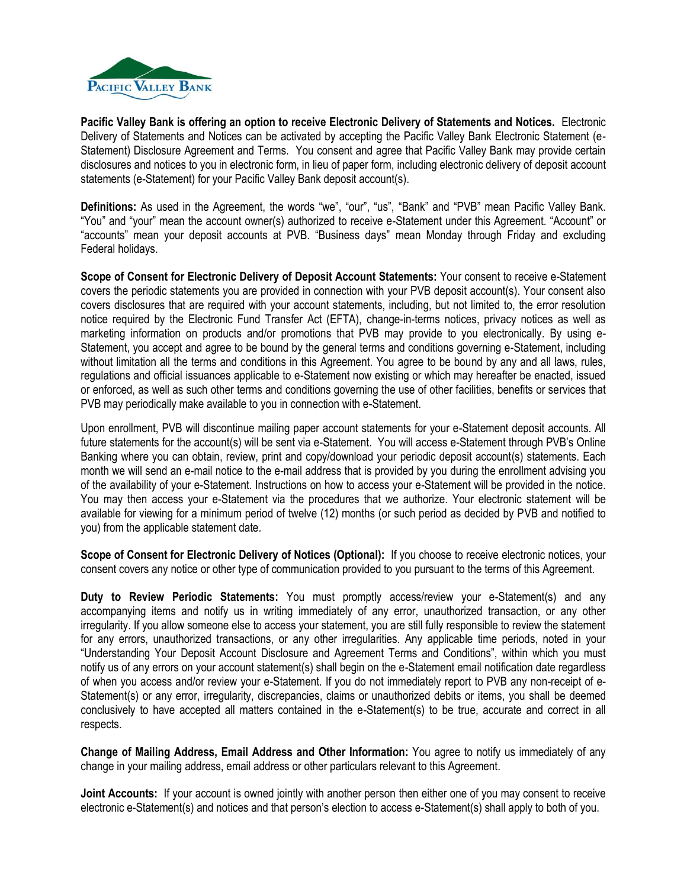**Pacific Valley Bank is offering an option to receive Electronic Delivery of Statements and Notices.** Electronic Delivery of Statements and Notices can be activated by accepting the Pacific Valley Bank Electronic Statement (e-Statement) Disclosure Agreement and Terms. You consent and agree that Pacific Valley Bank may provide certain disclosures and notices to you in electronic form, in lieu of paper form, including electronic delivery of deposit account statements (e-Statement) for your Pacific Valley Bank deposit account(s).

**Definitions:** As used in the Agreement, the words "we", "our", "us", "Bank" and "PVB" mean Pacific Valley Bank. "You" and "your" mean the account owner(s) authorized to receive e-Statement under this Agreement. "Account" or "accounts" mean your deposit accounts at PVB. "Business days" mean Monday through Friday and excluding Federal holidays.

**Scope of Consent for Electronic Delivery of Deposit Account Statements:** Your consent to receive e-Statement covers the periodic statements you are provided in connection with your PVB deposit account(s). Your consent also covers disclosures that are required with your account statements, including, but not limited to, the error resolution notice required by the Electronic Fund Transfer Act (EFTA), change-in-terms notices, privacy notices as well as marketing information on products and/or promotions that PVB may provide to you electronically. By using e-Statement, you accept and agree to be bound by the general terms and conditions governing e-Statement, including without limitation all the terms and conditions in this Agreement. You agree to be bound by any and all laws, rules, regulations and official issuances applicable to e-Statement now existing or which may hereafter be enacted, issued or enforced, as well as such other terms and conditions governing the use of other facilities, benefits or services that PVB may periodically make available to you in connection with e-Statement.

Upon enrollment, PVB will discontinue mailing paper account statements for your e-Statement deposit accounts. All future statements for the account(s) will be sent via e-Statement. You will access e-Statement through PVB's Online Banking where you can obtain, review, print and copy/download your periodic deposit account(s) statements. Each month we will send an e-mail notice to the e-mail address that is provided by you during the enrollment advising you of the availability of your e-Statement. Instructions on how to access your e-Statement will be provided in the notice. You may then access your e-Statement via the procedures that we authorize. Your electronic statement will be available for viewing for a minimum period of twelve (12) months (or such period as decided by PVB and notified to you) from the applicable statement date.

**Scope of Consent for Electronic Delivery of Notices (Optional):** If you choose to receive electronic notices, your consent covers any notice or other type of communication provided to you pursuant to the terms of this Agreement.

**Duty to Review Periodic Statements:** You must promptly access/review your e-Statement(s) and any accompanying items and notify us in writing immediately of any error, unauthorized transaction, or any other irregularity. If you allow someone else to access your statement, you are still fully responsible to review the statement for any errors, unauthorized transactions, or any other irregularities. Any applicable time periods, noted in your "Understanding Your Deposit Account Disclosure and Agreement Terms and Conditions", within which you must notify us of any errors on your account statement(s) shall begin on the e-Statement email notification date regardless of when you access and/or review your e-Statement. If you do not immediately report to PVB any non-receipt of e-Statement(s) or any error, irregularity, discrepancies, claims or unauthorized debits or items, you shall be deemed conclusively to have accepted all matters contained in the e-Statement(s) to be true, accurate and correct in all respects.

**Change of Mailing Address, Email Address and Other Information:** You agree to notify us immediately of any change in your mailing address, email address or other particulars relevant to this Agreement.

**Joint Accounts:** If your account is owned jointly with another person then either one of you may consent to receive electronic e-Statement(s) and notices and that person's election to access e-Statement(s) shall apply to both of you.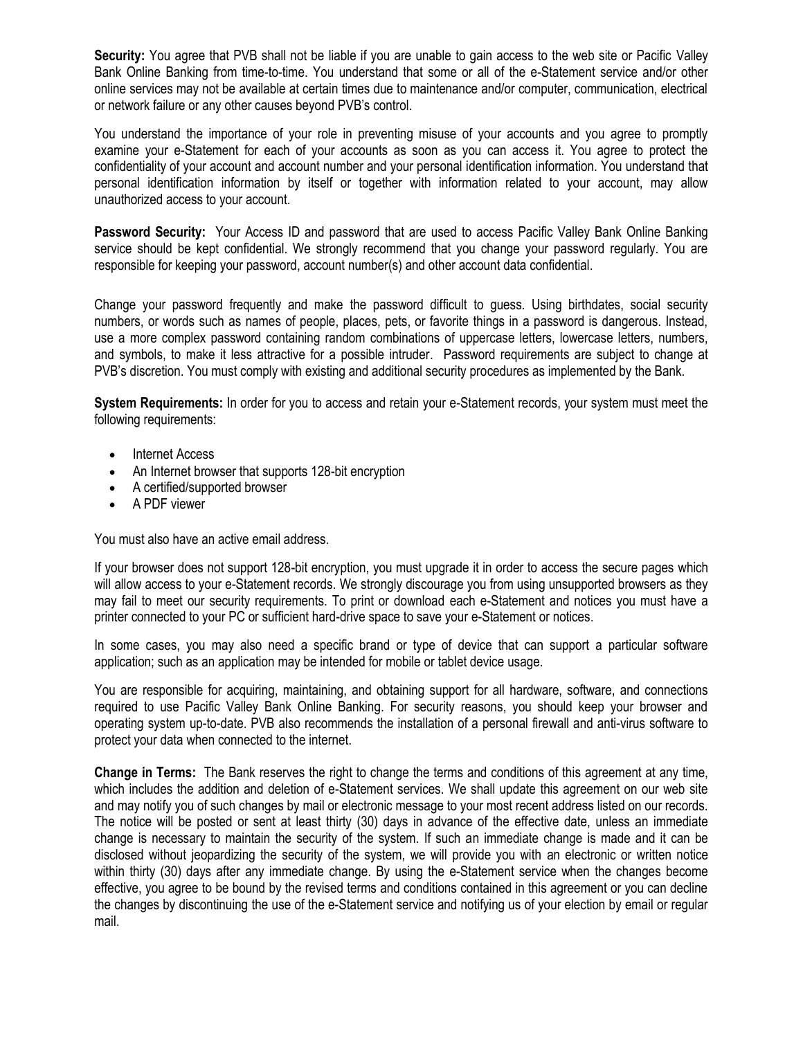**Security:** You agree that PVB shall not be liable if you are unable to gain access to the web site or Pacific Valley Bank Online Banking from time-to-time. You understand that some or all of the e-Statement service and/or other online services may not be available at certain times due to maintenance and/or computer, communication, electrical or network failure or any other causes beyond PVB's control.

You understand the importance of your role in preventing misuse of your accounts and you agree to promptly examine your e-Statement for each of your accounts as soon as you can access it. You agree to protect the confidentiality of your account and account number and your personal identification information. You understand that personal identification information by itself or together with information related to your account, may allow unauthorized access to your account.

**Password Security:** Your Access ID and password that are used to access Pacific Valley Bank Online Banking service should be kept confidential. We strongly recommend that you change your password regularly. You are responsible for keeping your password, account number(s) and other account data confidential.

Change your password frequently and make the password difficult to guess. Using birthdates, social security numbers, or words such as names of people, places, pets, or favorite things in a password is dangerous. Instead, use a more complex password containing random combinations of uppercase letters, lowercase letters, numbers, and symbols, to make it less attractive for a possible intruder. Password requirements are subject to change at PVB's discretion. You must comply with existing and additional security procedures as implemented by the Bank.

**System Requirements:** In order for you to access and retain your e-Statement records, your system must meet the following requirements:

- Internet Access
- An Internet browser that supports 128-bit encryption
- A certified/supported browser
- A PDF viewer

You must also have an active email address.

If your browser does not support 128-bit encryption, you must upgrade it in order to access the secure pages which will allow access to your e-Statement records. We strongly discourage you from using unsupported browsers as they may fail to meet our security requirements. To print or download each e-Statement and notices you must have a printer connected to your PC or sufficient hard-drive space to save your e-Statement or notices.

In some cases, you may also need a specific brand or type of device that can support a particular software application; such as an application may be intended for mobile or tablet device usage.

You are responsible for acquiring, maintaining, and obtaining support for all hardware, software, and connections required to use Pacific Valley Bank Online Banking. For security reasons, you should keep your browser and operating system up-to-date. PVB also recommends the installation of a personal firewall and anti-virus software to protect your data when connected to the internet.

**Change in Terms:** The Bank reserves the right to change the terms and conditions of this agreement at any time, which includes the addition and deletion of e-Statement services. We shall update this agreement on our web site and may notify you of such changes by mail or electronic message to your most recent address listed on our records. The notice will be posted or sent at least thirty (30) days in advance of the effective date, unless an immediate change is necessary to maintain the security of the system. If such an immediate change is made and it can be disclosed without jeopardizing the security of the system, we will provide you with an electronic or written notice within thirty (30) days after any immediate change. By using the e-Statement service when the changes become effective, you agree to be bound by the revised terms and conditions contained in this agreement or you can decline the changes by discontinuing the use of the e-Statement service and notifying us of your election by email or regular mail.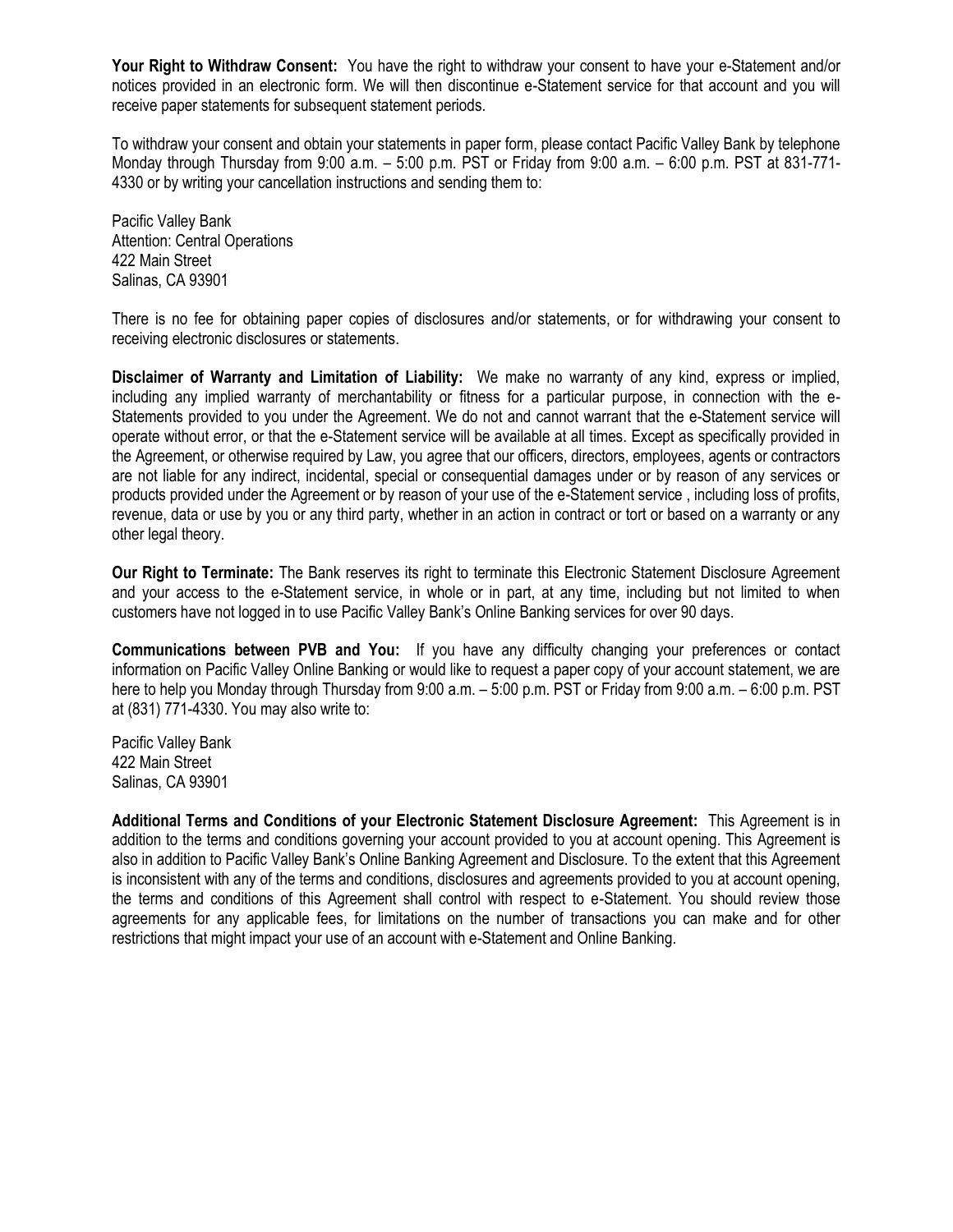**Your Right to Withdraw Consent:** You have the right to withdraw your consent to have your e-Statement and/or notices provided in an electronic form. We will then discontinue e-Statement service for that account and you will receive paper statements for subsequent statement periods.

To withdraw your consent and obtain your statements in paper form, please contact Pacific Valley Bank by telephone Monday through Thursday from 9:00 a.m. – 5:00 p.m. PST or Friday from 9:00 a.m. – 6:00 p.m. PST at 831-771-4330 or by writing your cancellation instructions and sending them to:

Pacific Valley Bank  
Attention: Central Operations  
422 Main Street  
Salinas, CA 93901

There is no fee for obtaining paper copies of disclosures and/or statements, or for withdrawing your consent to receiving electronic disclosures or statements.

**Disclaimer of Warranty and Limitation of Liability:** We make no warranty of any kind, express or implied, including any implied warranty of merchantability or fitness for a particular purpose, in connection with the e-Statements provided to you under the Agreement. We do not and cannot warrant that the e-Statement service will operate without error, or that the e-Statement service will be available at all times. Except as specifically provided in the Agreement, or otherwise required by Law, you agree that our officers, directors, employees, agents or contractors are not liable for any indirect, incidental, special or consequential damages under or by reason of any services or products provided under the Agreement or by reason of your use of the e-Statement service , including loss of profits, revenue, data or use by you or any third party, whether in an action in contract or tort or based on a warranty or any other legal theory.

**Our Right to Terminate:** The Bank reserves its right to terminate this Electronic Statement Disclosure Agreement and your access to the e-Statement service, in whole or in part, at any time, including but not limited to when customers have not logged in to use Pacific Valley Bank's Online Banking services for over 90 days.

**Communications between PVB and You:** If you have any difficulty changing your preferences or contact information on Pacific Valley Online Banking or would like to request a paper copy of your account statement, we are here to help you Monday through Thursday from 9:00 a.m. – 5:00 p.m. PST or Friday from 9:00 a.m. – 6:00 p.m. PST at (831) 771-4330. You may also write to:

Pacific Valley Bank  
422 Main Street  
Salinas, CA 93901

**Additional Terms and Conditions of your Electronic Statement Disclosure Agreement:** This Agreement is in addition to the terms and conditions governing your account provided to you at account opening. This Agreement is also in addition to Pacific Valley Bank's Online Banking Agreement and Disclosure. To the extent that this Agreement is inconsistent with any of the terms and conditions, disclosures and agreements provided to you at account opening, the terms and conditions of this Agreement shall control with respect to e-Statement. You should review those agreements for any applicable fees, for limitations on the number of transactions you can make and for other restrictions that might impact your use of an account with e-Statement and Online Banking.